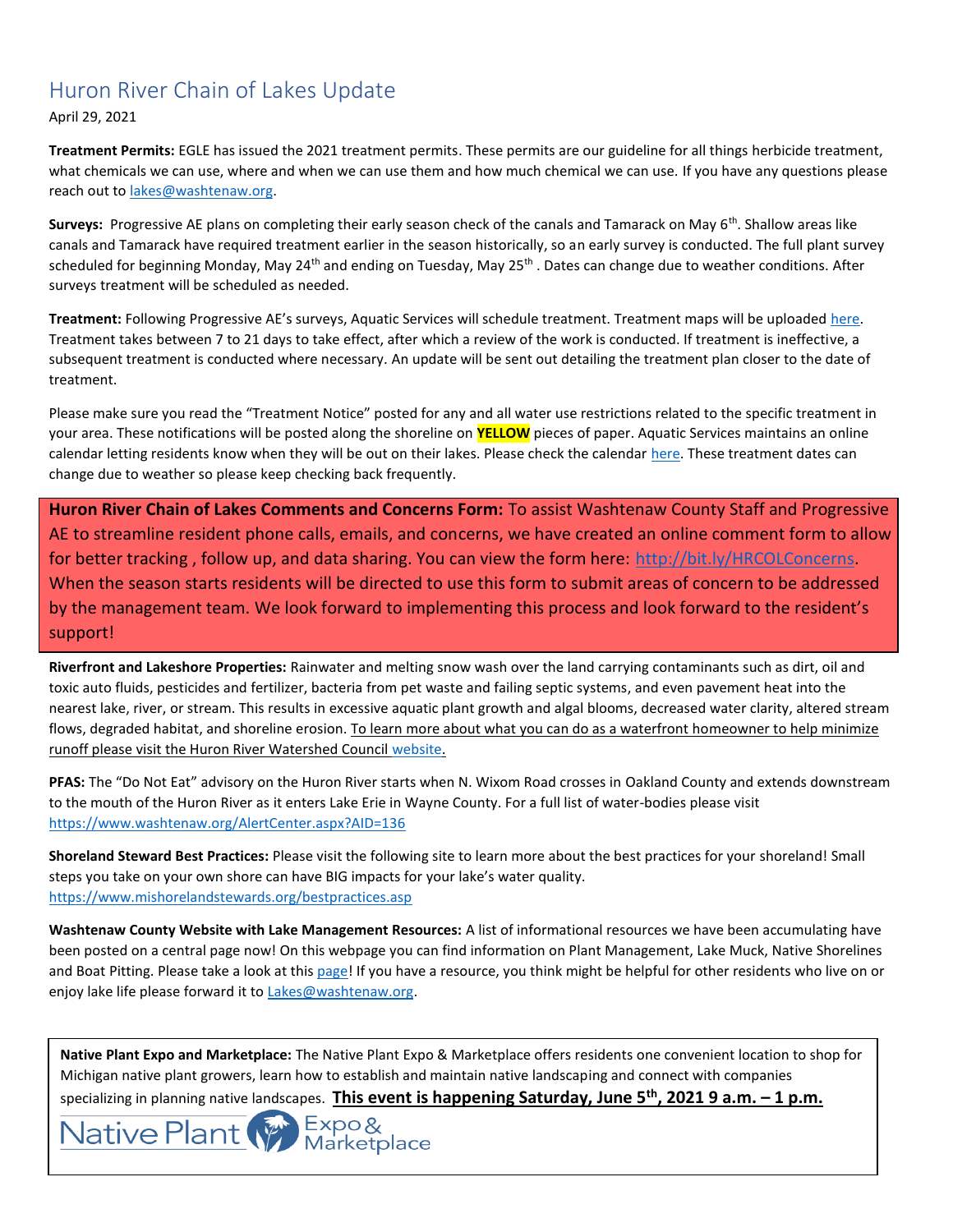# Huron River Chain of Lakes Update

April 29, 2021

**Treatment Permits:** EGLE has issued the 2021 treatment permits. These permits are our guideline for all things herbicide treatment, what chemicals we can use, where and when we can use them and how much chemical we can use. If you have any questions please reach out to lakes@washtenaw.org.

**Surveys:** Progressive AE plans on completing their early season check of the canals and Tamarack on May 6th. Shallow areas like canals and Tamarack have required treatment earlier in the season historically, so an early survey is conducted. The full plant survey scheduled for beginning Monday, May 24th and ending on Tuesday, May 25th . Dates can change due to weather conditions. After surveys treatment will be scheduled as needed.

**Treatment:** Following Progressive AE's surveys, Aquatic Services will schedule treatment. Treatment maps will be uploaded here. Treatment takes between 7 to 21 days to take effect, after which a review of the work is conducted. If treatment is ineffective, a subsequent treatment is conducted where necessary. An update will be sent out detailing the treatment plan closer to the date of treatment.

Please make sure you read the "Treatment Notice" posted for any and all water use restrictions related to the specific treatment in your area. These notifications will be posted along the shoreline on **YELLOW** pieces of paper. Aquatic Services maintains an online calendar letting residents know when they will be out on their lakes. Please check the calendar here. These treatment dates can change due to weather so please keep checking back frequently.

**Huron River Chain of Lakes Comments and Concerns Form:** To assist Washtenaw County Staff and Progressive AE to streamline resident phone calls, emails, and concerns, we have created an online comment form to allow for better tracking , follow up, and data sharing. You can view the form here: http://bit.ly/HRCOLConcerns. When the season starts residents will be directed to use this form to submit areas of concern to be addressed by the management team. We look forward to implementing this process and look forward to the resident's support!

**Riverfront and Lakeshore Properties:** Rainwater and melting snow wash over the land carrying contaminants such as dirt, oil and toxic auto fluids, pesticides and fertilizer, bacteria from pet waste and failing septic systems, and even pavement heat into the nearest lake, river, or stream. This results in excessive aquatic plant growth and algal blooms, decreased water clarity, altered stream flows, degraded habitat, and shoreline erosion. To learn more about what you can do as a waterfront homeowner to help minimize runoff please visit the Huron River Watershed Council website.

**PFAS:** The "Do Not Eat" advisory on the Huron River starts when N. Wixom Road crosses in Oakland County and extends downstream to the mouth of the Huron River as it enters Lake Erie in Wayne County. For a full list of water-bodies please visit https://www.washtenaw.org/AlertCenter.aspx?AID=136

**Shoreland Steward Best Practices:** Please visit the following site to learn more about the best practices for your shoreland! Small steps you take on your own shore can have BIG impacts for your lake's water quality. https://www.mishorelandstewards.org/bestpractices.asp

**Washtenaw County Website with Lake Management Resources:** A list of informational resources we have been accumulating have been posted on a central page now! On this webpage you can find information on Plant Management, Lake Muck, Native Shorelines and Boat Pitting. Please take a look at this page! If you have a resource, you think might be helpful for other residents who live on or enjoy lake life please forward it to Lakes@washtenaw.org.

**Native Plant Expo and Marketplace:** The Native Plant Expo & Marketplace offers residents one convenient location to shop for Michigan native plant growers, learn how to establish and maintain native landscaping and connect with companies specializing in planning native landscapes. **This event is happening Saturday, June 5th, 2021 9 a.m. – 1 p.m.**

Native Plant Expo & Marketplace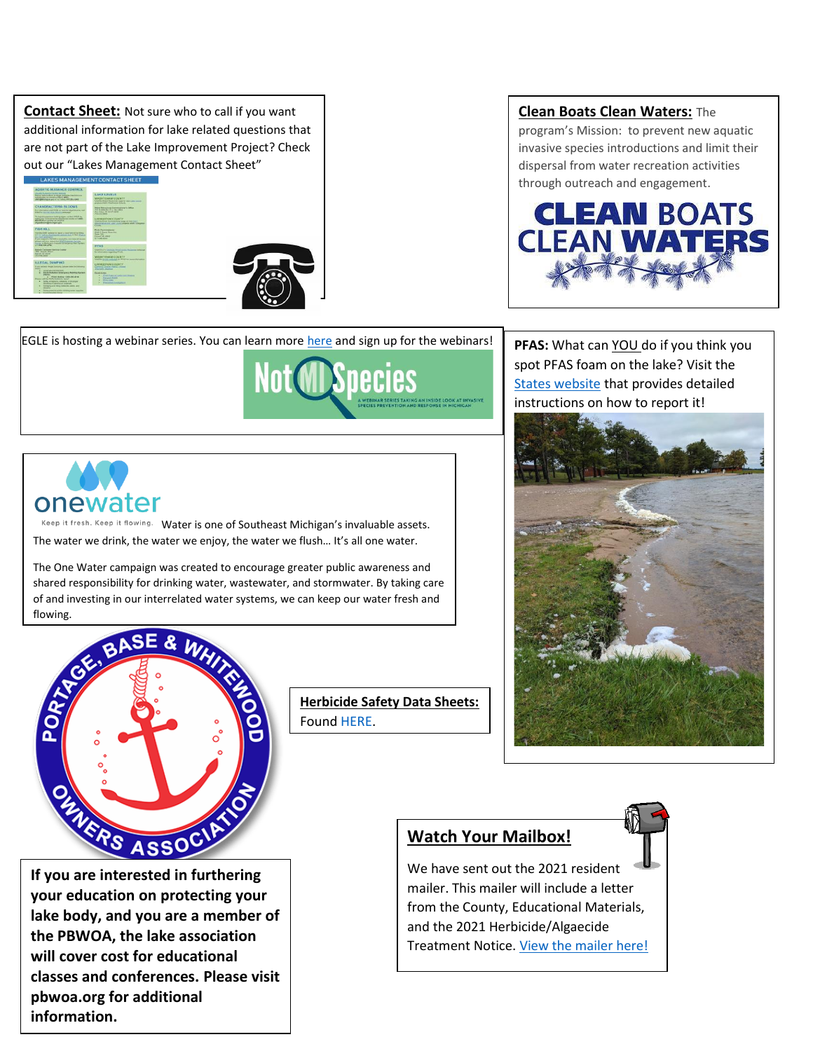**Contact Sheet:** Not sure who to call if you want additional information for lake related questions that are not part of the Lake Improvement Project? Check out our "Lakes Management Contact Sheet"

**Clean Boats Clean Waters:** The program's Mission: to prevent new aquatic invasive species introductions and limit their dispersal from water recreation activities through outreach and engagement.

CLEAN BOATS CLEAN WATERS

EGLE is hosting a webinar series. You can learn more here and sign up for the webinars!

Not MI Species

A WEBINAR SERIES TAKING AN INSIDE LOOK AT INVASIVE SPECIES PREVENTION AND RESPONSE IN MICHIGAN

**PFAS:** What can YOU do if you think you spot PFAS foam on the lake? Visit the States website that provides detailed instructions on how to report it!

onewater

Keep it fresh. Keep it flowing.

Water is one of Southeast Michigan's invaluable assets. The water we drink, the water we enjoy, the water we flush… It's all one water.

The One Water campaign was created to encourage greater public awareness and shared responsibility for drinking water, wastewater, and stormwater. By taking care of and investing in our interrelated water systems, we can keep our water fresh and flowing.

PORTAGE, BASE & WHITEWOOD OWNERS ASSOCIATION

**Herbicide Safety Data Sheets:** Found HERE.

**If you are interested in furthering your education on protecting your lake body, and you are a member of the PBWOA, the lake association will cover cost for educational classes and conferences. Please visit pbwoa.org for additional information.**

## Watch Your Mailbox!

We have sent out the 2021 resident mailer. This mailer will include a letter from the County, Educational Materials, and the 2021 Herbicide/Algaecide Treatment Notice. View the mailer here!